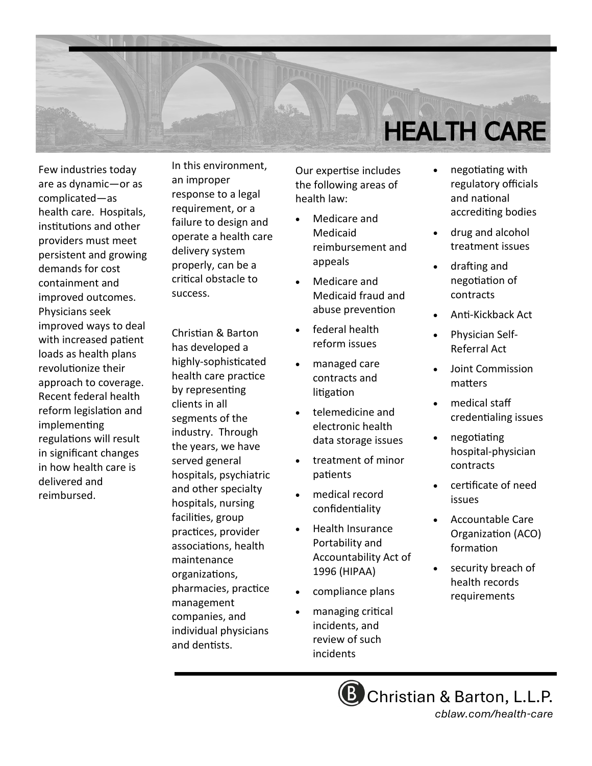# HEALTH CARE

Few industries today are as dynamic—or as complicated—as health care. Hospitals, institutions and other providers must meet persistent and growing demands for cost containment and improved outcomes. Physicians seek improved ways to deal with increased patient loads as health plans revolutionize their approach to coverage. Recent federal health reform legislation and implementing regulations will result in significant changes in how health care is delivered and reimbursed.

In this environment, an improper response to a legal requirement, or a failure to design and operate a health care delivery system properly, can be a critical obstacle to success.

Christian & Barton has developed a highly-sophisticated health care practice by representing clients in all segments of the industry. Through the years, we have served general hospitals, psychiatric and other specialty hospitals, nursing facilities, group practices, provider associations, health maintenance organizations, pharmacies, practice management companies, and individual physicians and dentists.

Our expertise includes the following areas of health law:

- Medicare and Medicaid reimbursement and appeals
- Medicare and Medicaid fraud and abuse prevention
- federal health reform issues
- managed care contracts and litigation
- telemedicine and electronic health data storage issues
- treatment of minor patients
- medical record confidentiality
- Health Insurance Portability and Accountability Act of 1996 (HIPAA)
- compliance plans
- managing critical incidents, and review of such incidents
- negotiating with regulatory officials and national accrediting bodies
- drug and alcohol treatment issues
- drafting and negotiation of contracts
- Anti-Kickback Act
- Physician Self-Referral Act
- Joint Commission matters
- medical staff credentialing issues
- negotiating hospital-physician contracts
- certificate of need issues
- Accountable Care Organization (ACO) formation
- security breach of health records requirements

Christian & Barton, L.L.P.

*cblaw.com/health-care*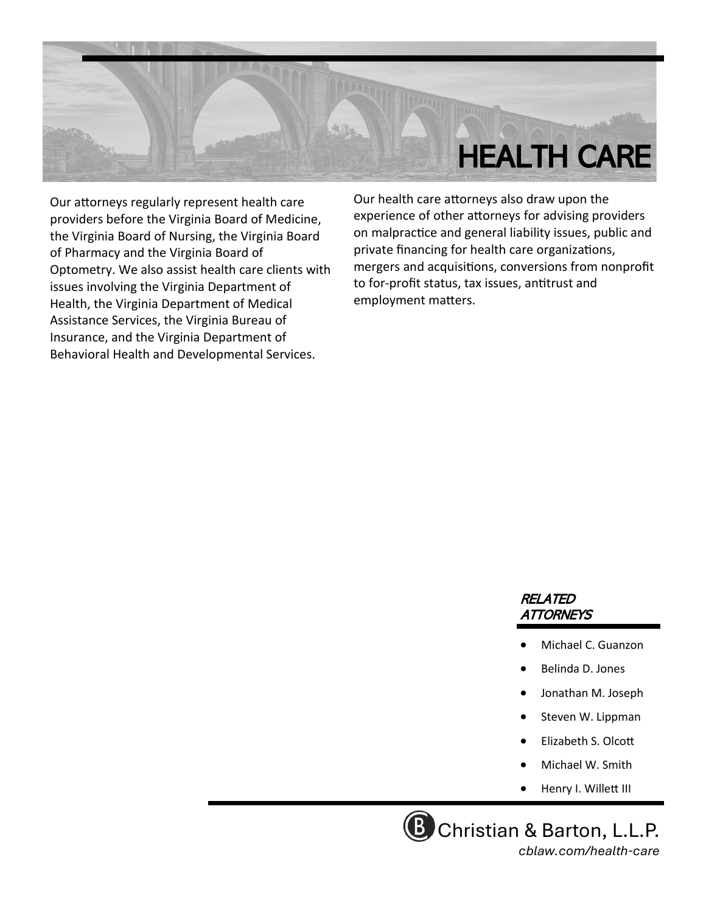# HEALTH CARE

Our attorneys regularly represent health care providers before the Virginia Board of Medicine, the Virginia Board of Nursing, the Virginia Board of Pharmacy and the Virginia Board of Optometry. We also assist health care clients with issues involving the Virginia Department of Health, the Virginia Department of Medical Assistance Services, the Virginia Bureau of Insurance, and the Virginia Department of Behavioral Health and Developmental Services.

Our health care attorneys also draw upon the experience of other attorneys for advising providers on malpractice and general liability issues, public and private financing for health care organizations, mergers and acquisitions, conversions from nonprofit to for-profit status, tax issues, antitrust and employment matters.

## *RELATED ATTORNEYS*

- Michael C. Guanzon
- Belinda D. Jones
- Jonathan M. Joseph
- Steven W. Lippman
- Elizabeth S. Olcott
- Michael W. Smith
- Henry I. Willett III

Christian & Barton, L.L.P.

*cblaw.com/health-care*